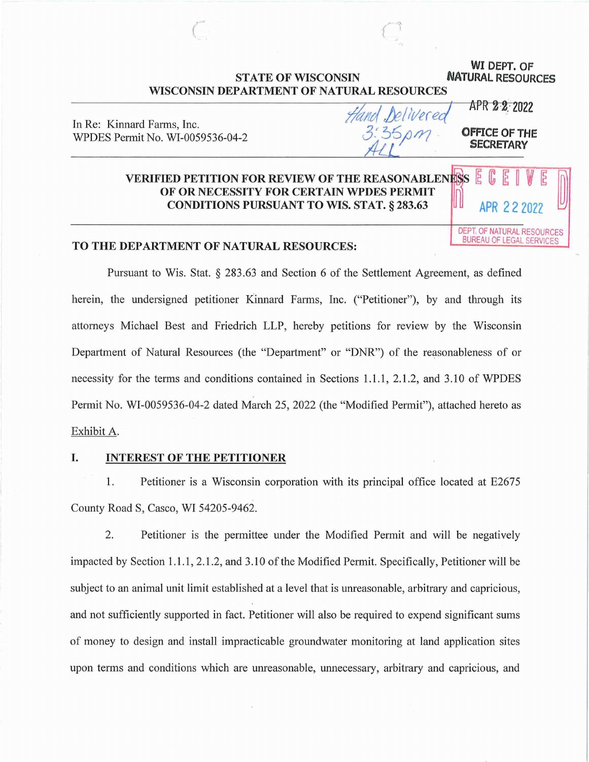WI DEPT. OF NATURAL RESOURCES

APR 22 2022

OFFICE OF THE SECRETARY

Hand Delivered 3:35pm ALL

RECEIVED APR 22 2022 DEPT. OF NATURAL RESOURCES BUREAU OF LEGAL SERVICES

**STATE OF WISCONSIN**
**WISCONSIN DEPARTMENT OF NATURAL RESOURCES**

In Re: Kinnard Farms, Inc.
WPDES Permit No. WI-0059536-04-2

---

**VERIFIED PETITION FOR REVIEW OF THE REASONABLENESS OF OR NECESSITY FOR CERTAIN WPDES PERMIT CONDITIONS PURSUANT TO WIS. STAT. § 283.63**

---

**TO THE DEPARTMENT OF NATURAL RESOURCES:**

Pursuant to Wis. Stat. § 283.63 and Section 6 of the Settlement Agreement, as defined herein, the undersigned petitioner Kinnard Farms, Inc. ("Petitioner"), by and through its attorneys Michael Best and Friedrich LLP, hereby petitions for review by the Wisconsin Department of Natural Resources (the "Department" or "DNR") of the reasonableness of or necessity for the terms and conditions contained in Sections 1.1.1, 2.1.2, and 3.10 of WPDES Permit No. WI-0059536-04-2 dated March 25, 2022 (the "Modified Permit"), attached hereto as Exhibit A.

## I. INTEREST OF THE PETITIONER

1. Petitioner is a Wisconsin corporation with its principal office located at E2675 County Road S, Casco, WI 54205-9462.

2. Petitioner is the permittee under the Modified Permit and will be negatively impacted by Section 1.1.1, 2.1.2, and 3.10 of the Modified Permit. Specifically, Petitioner will be subject to an animal unit limit established at a level that is unreasonable, arbitrary and capricious, and not sufficiently supported in fact. Petitioner will also be required to expend significant sums of money to design and install impracticable groundwater monitoring at land application sites upon terms and conditions which are unreasonable, unnecessary, arbitrary and capricious, and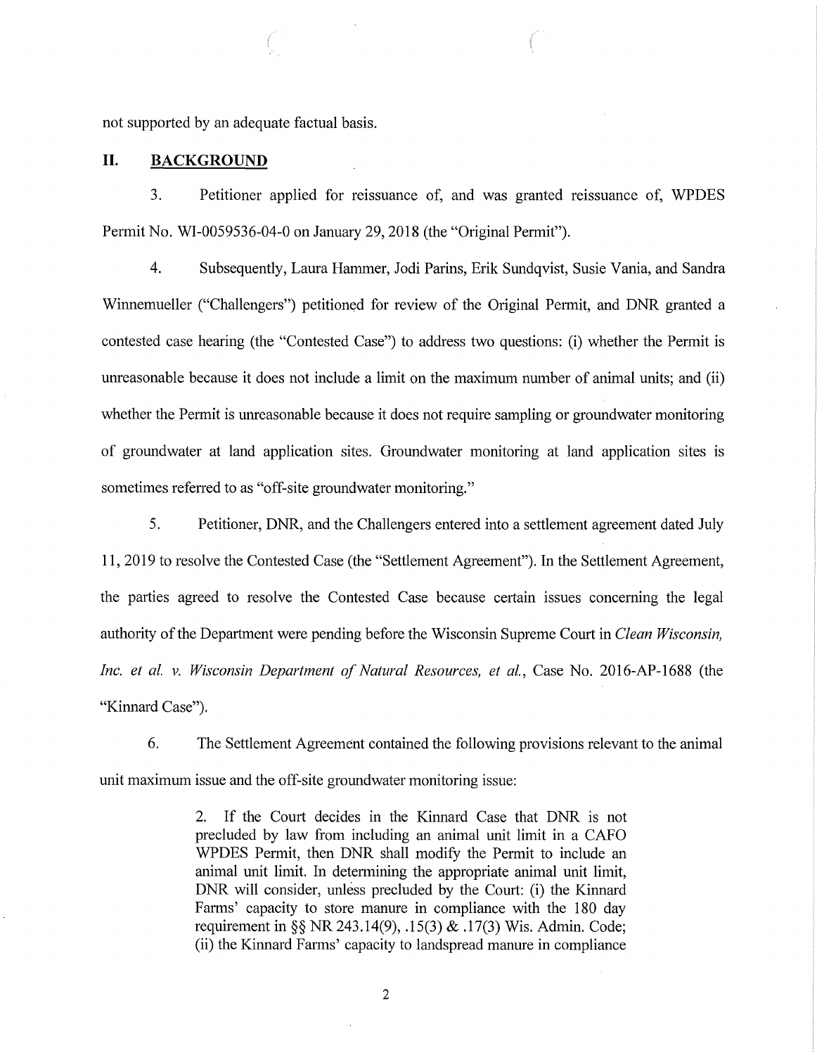not supported by an adequate factual basis.

## II. BACKGROUND

3. Petitioner applied for reissuance of, and was granted reissuance of, WPDES Permit No. WI-0059536-04-0 on January 29, 2018 (the "Original Permit").

4. Subsequently, Laura Hammer, Jodi Parins, Erik Sundqvist, Susie Vania, and Sandra Winnemueller ("Challengers") petitioned for review of the Original Permit, and DNR granted a contested case hearing (the "Contested Case") to address two questions: (i) whether the Permit is unreasonable because it does not include a limit on the maximum number of animal units; and (ii) whether the Permit is unreasonable because it does not require sampling or groundwater monitoring of groundwater at land application sites. Groundwater monitoring at land application sites is sometimes referred to as "off-site groundwater monitoring."

5. Petitioner, DNR, and the Challengers entered into a settlement agreement dated July 11, 2019 to resolve the Contested Case (the "Settlement Agreement"). In the Settlement Agreement, the parties agreed to resolve the Contested Case because certain issues concerning the legal authority of the Department were pending before the Wisconsin Supreme Court in *Clean Wisconsin, Inc. et al. v. Wisconsin Department of Natural Resources, et al.*, Case No. 2016-AP-1688 (the "Kinnard Case").

6. The Settlement Agreement contained the following provisions relevant to the animal unit maximum issue and the off-site groundwater monitoring issue:

> 2. If the Court decides in the Kinnard Case that DNR is not precluded by law from including an animal unit limit in a CAFO WPDES Permit, then DNR shall modify the Permit to include an animal unit limit. In determining the appropriate animal unit limit, DNR will consider, unless precluded by the Court: (i) the Kinnard Farms' capacity to store manure in compliance with the 180 day requirement in §§ NR 243.14(9), .15(3) & .17(3) Wis. Admin. Code; (ii) the Kinnard Farms' capacity to landspread manure in compliance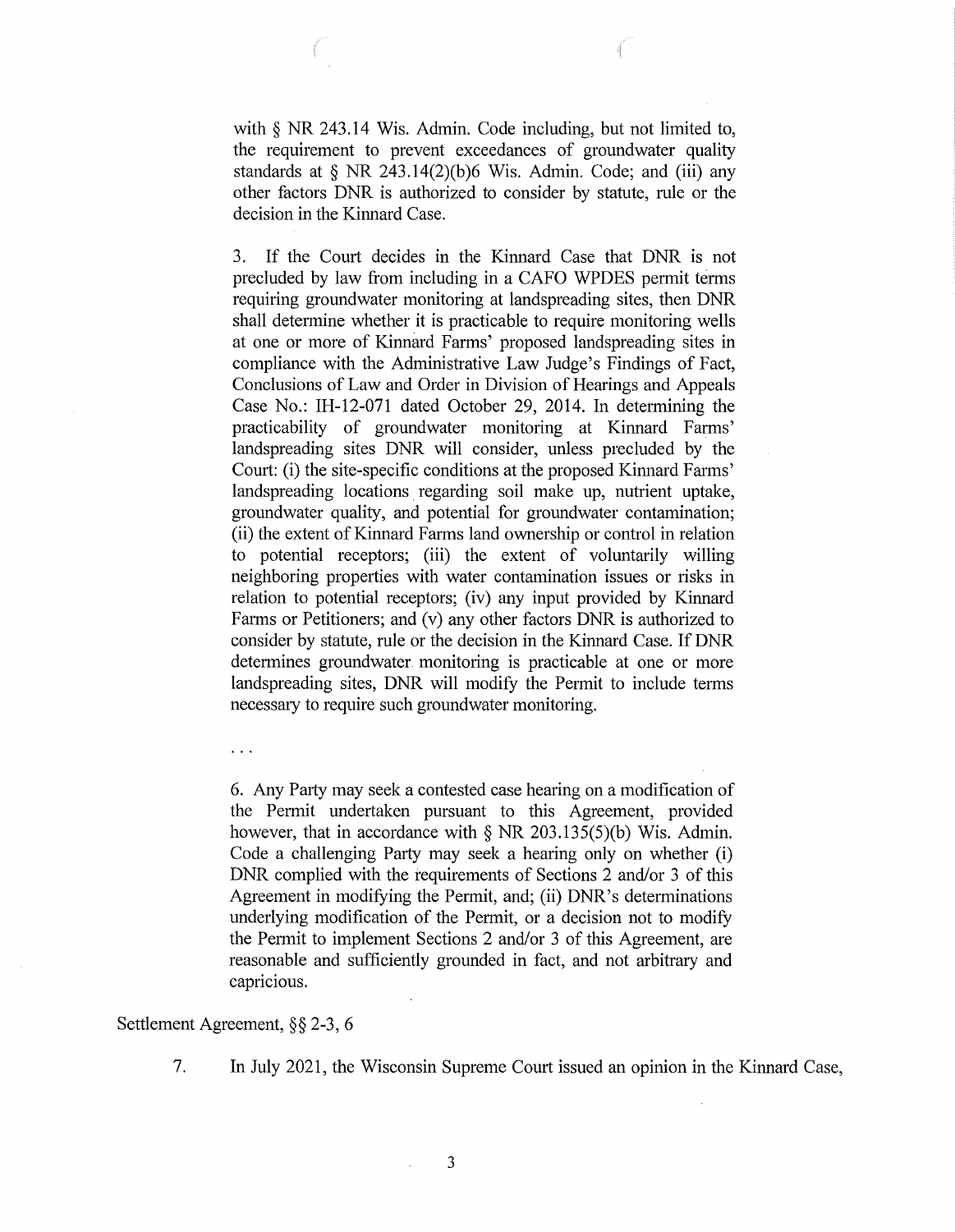> with § NR 243.14 Wis. Admin. Code including, but not limited to, the requirement to prevent exceedances of groundwater quality standards at § NR 243.14(2)(b)6 Wis. Admin. Code; and (iii) any other factors DNR is authorized to consider by statute, rule or the decision in the Kinnard Case.
>
> 3. If the Court decides in the Kinnard Case that DNR is not precluded by law from including in a CAFO WPDES permit terms requiring groundwater monitoring at landspreading sites, then DNR shall determine whether it is practicable to require monitoring wells at one or more of Kinnard Farms' proposed landspreading sites in compliance with the Administrative Law Judge's Findings of Fact, Conclusions of Law and Order in Division of Hearings and Appeals Case No.: IH-12-071 dated October 29, 2014. In determining the practicability of groundwater monitoring at Kinnard Farms' landspreading sites DNR will consider, unless precluded by the Court: (i) the site-specific conditions at the proposed Kinnard Farms' landspreading locations regarding soil make up, nutrient uptake, groundwater quality, and potential for groundwater contamination; (ii) the extent of Kinnard Farms land ownership or control in relation to potential receptors; (iii) the extent of voluntarily willing neighboring properties with water contamination issues or risks in relation to potential receptors; (iv) any input provided by Kinnard Farms or Petitioners; and (v) any other factors DNR is authorized to consider by statute, rule or the decision in the Kinnard Case. If DNR determines groundwater monitoring is practicable at one or more landspreading sites, DNR will modify the Permit to include terms necessary to require such groundwater monitoring.
>
> . . .
>
> 6. Any Party may seek a contested case hearing on a modification of the Permit undertaken pursuant to this Agreement, provided however, that in accordance with § NR 203.135(5)(b) Wis. Admin. Code a challenging Party may seek a hearing only on whether (i) DNR complied with the requirements of Sections 2 and/or 3 of this Agreement in modifying the Permit, and; (ii) DNR's determinations underlying modification of the Permit, or a decision not to modify the Permit to implement Sections 2 and/or 3 of this Agreement, are reasonable and sufficiently grounded in fact, and not arbitrary and capricious.

Settlement Agreement, §§ 2-3, 6

7. In July 2021, the Wisconsin Supreme Court issued an opinion in the Kinnard Case,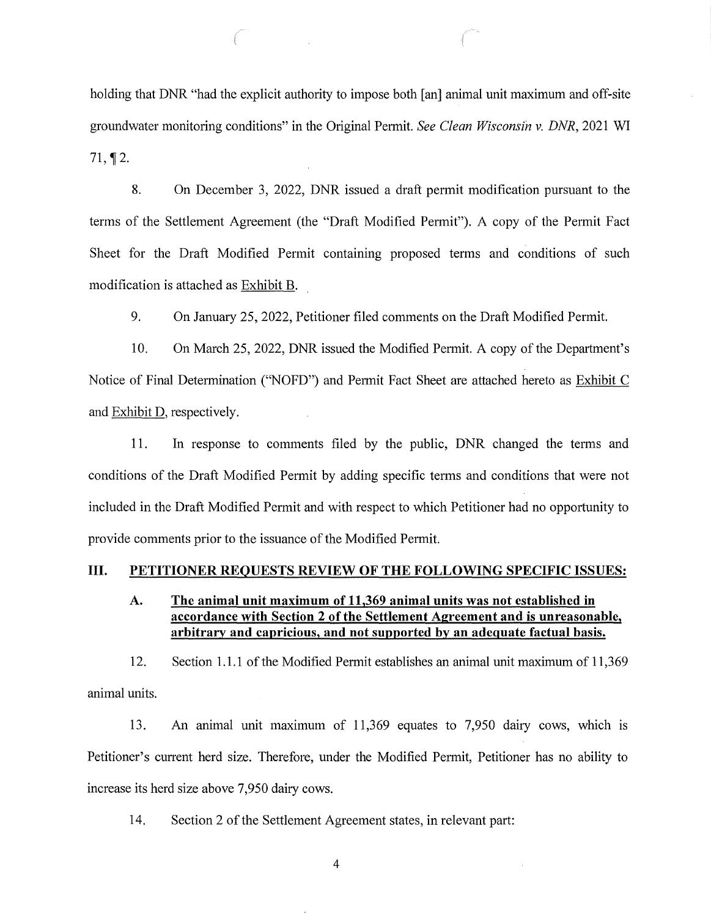holding that DNR "had the explicit authority to impose both [an] animal unit maximum and off-site groundwater monitoring conditions" in the Original Permit. *See Clean Wisconsin v. DNR*, 2021 WI 71, ¶ 2.

8. On December 3, 2022, DNR issued a draft permit modification pursuant to the terms of the Settlement Agreement (the "Draft Modified Permit"). A copy of the Permit Fact Sheet for the Draft Modified Permit containing proposed terms and conditions of such modification is attached as Exhibit B.

9. On January 25, 2022, Petitioner filed comments on the Draft Modified Permit.

10. On March 25, 2022, DNR issued the Modified Permit. A copy of the Department's Notice of Final Determination ("NOFD") and Permit Fact Sheet are attached hereto as Exhibit C and Exhibit D, respectively.

11. In response to comments filed by the public, DNR changed the terms and conditions of the Draft Modified Permit by adding specific terms and conditions that were not included in the Draft Modified Permit and with respect to which Petitioner had no opportunity to provide comments prior to the issuance of the Modified Permit.

## III. PETITIONER REQUESTS REVIEW OF THE FOLLOWING SPECIFIC ISSUES:

### A. The animal unit maximum of 11,369 animal units was not established in accordance with Section 2 of the Settlement Agreement and is unreasonable, arbitrary and capricious, and not supported by an adequate factual basis.

12. Section 1.1.1 of the Modified Permit establishes an animal unit maximum of 11,369 animal units.

13. An animal unit maximum of 11,369 equates to 7,950 dairy cows, which is Petitioner's current herd size. Therefore, under the Modified Permit, Petitioner has no ability to increase its herd size above 7,950 dairy cows.

14. Section 2 of the Settlement Agreement states, in relevant part: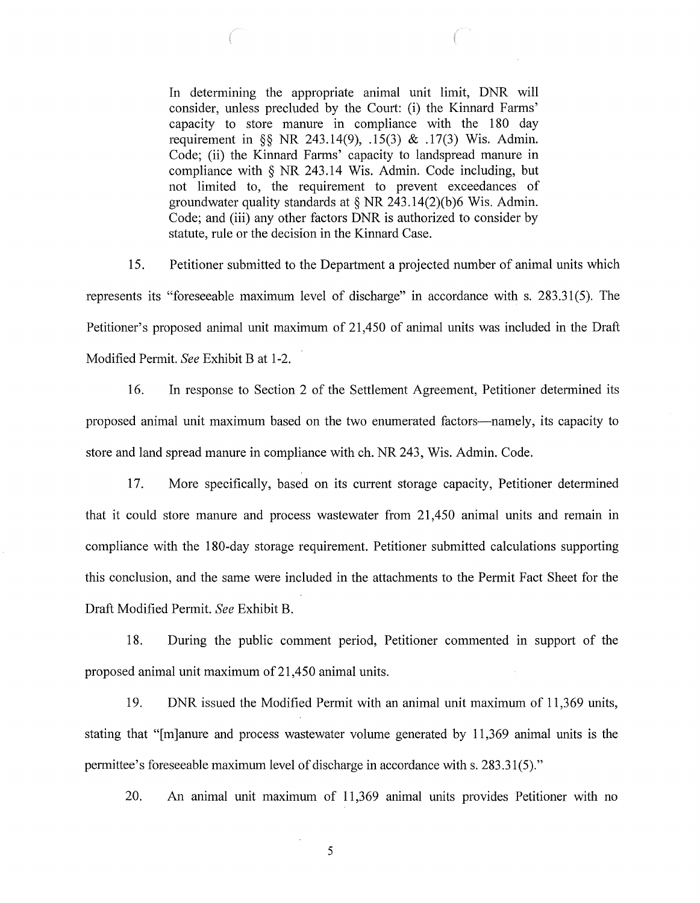> In determining the appropriate animal unit limit, DNR will consider, unless precluded by the Court: (i) the Kinnard Farms' capacity to store manure in compliance with the 180 day requirement in §§ NR 243.14(9), .15(3) & .17(3) Wis. Admin. Code; (ii) the Kinnard Farms' capacity to landspread manure in compliance with § NR 243.14 Wis. Admin. Code including, but not limited to, the requirement to prevent exceedances of groundwater quality standards at § NR 243.14(2)(b)6 Wis. Admin. Code; and (iii) any other factors DNR is authorized to consider by statute, rule or the decision in the Kinnard Case.

15. Petitioner submitted to the Department a projected number of animal units which represents its "foreseeable maximum level of discharge" in accordance with s. 283.31(5). The Petitioner's proposed animal unit maximum of 21,450 of animal units was included in the Draft Modified Permit. *See* Exhibit B at 1-2.

16. In response to Section 2 of the Settlement Agreement, Petitioner determined its proposed animal unit maximum based on the two enumerated factors—namely, its capacity to store and land spread manure in compliance with ch. NR 243, Wis. Admin. Code.

17. More specifically, based on its current storage capacity, Petitioner determined that it could store manure and process wastewater from 21,450 animal units and remain in compliance with the 180-day storage requirement. Petitioner submitted calculations supporting this conclusion, and the same were included in the attachments to the Permit Fact Sheet for the Draft Modified Permit. *See* Exhibit B.

18. During the public comment period, Petitioner commented in support of the proposed animal unit maximum of 21,450 animal units.

19. DNR issued the Modified Permit with an animal unit maximum of 11,369 units, stating that "[m]anure and process wastewater volume generated by 11,369 animal units is the permittee's foreseeable maximum level of discharge in accordance with s. 283.31(5)."

20. An animal unit maximum of 11,369 animal units provides Petitioner with no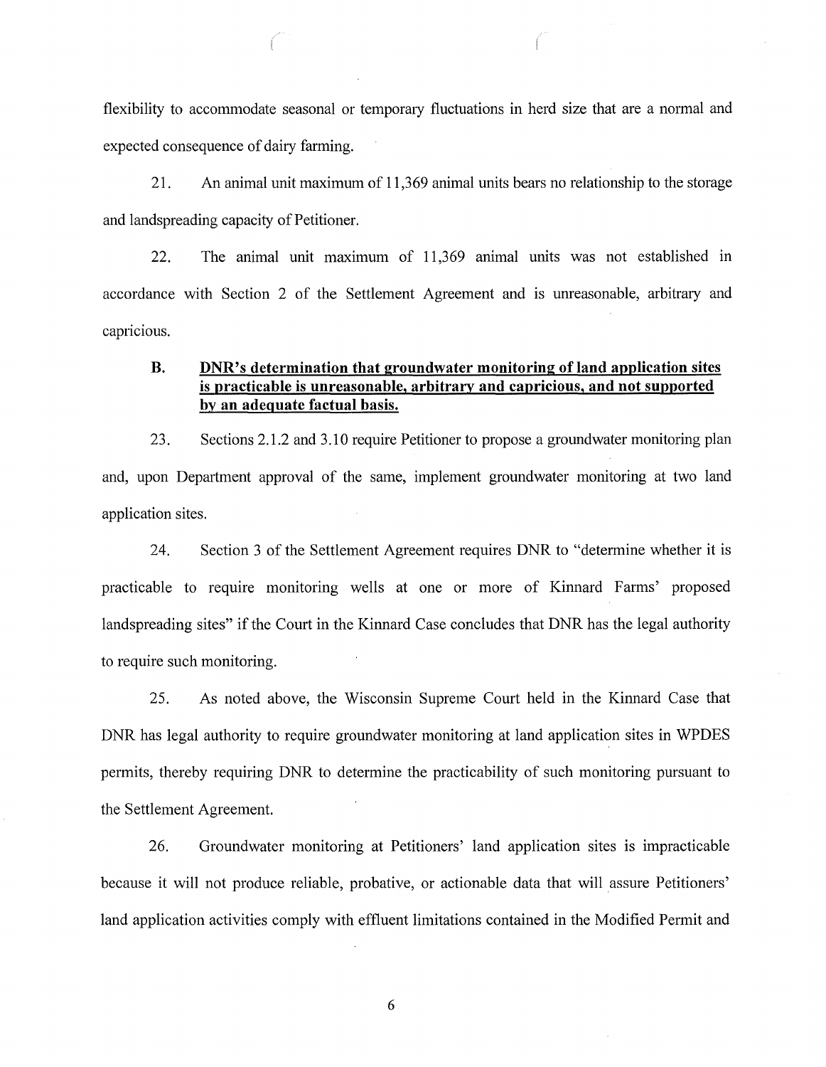flexibility to accommodate seasonal or temporary fluctuations in herd size that are a normal and expected consequence of dairy farming.

21. An animal unit maximum of 11,369 animal units bears no relationship to the storage and landspreading capacity of Petitioner.

22. The animal unit maximum of 11,369 animal units was not established in accordance with Section 2 of the Settlement Agreement and is unreasonable, arbitrary and capricious.

**B. <u>DNR's determination that groundwater monitoring of land application sites is practicable is unreasonable, arbitrary and capricious, and not supported by an adequate factual basis.</u>**

23. Sections 2.1.2 and 3.10 require Petitioner to propose a groundwater monitoring plan and, upon Department approval of the same, implement groundwater monitoring at two land application sites.

24. Section 3 of the Settlement Agreement requires DNR to "determine whether it is practicable to require monitoring wells at one or more of Kinnard Farms' proposed landspreading sites" if the Court in the Kinnard Case concludes that DNR has the legal authority to require such monitoring.

25. As noted above, the Wisconsin Supreme Court held in the Kinnard Case that DNR has legal authority to require groundwater monitoring at land application sites in WPDES permits, thereby requiring DNR to determine the practicability of such monitoring pursuant to the Settlement Agreement.

26. Groundwater monitoring at Petitioners' land application sites is impracticable because it will not produce reliable, probative, or actionable data that will assure Petitioners' land application activities comply with effluent limitations contained in the Modified Permit and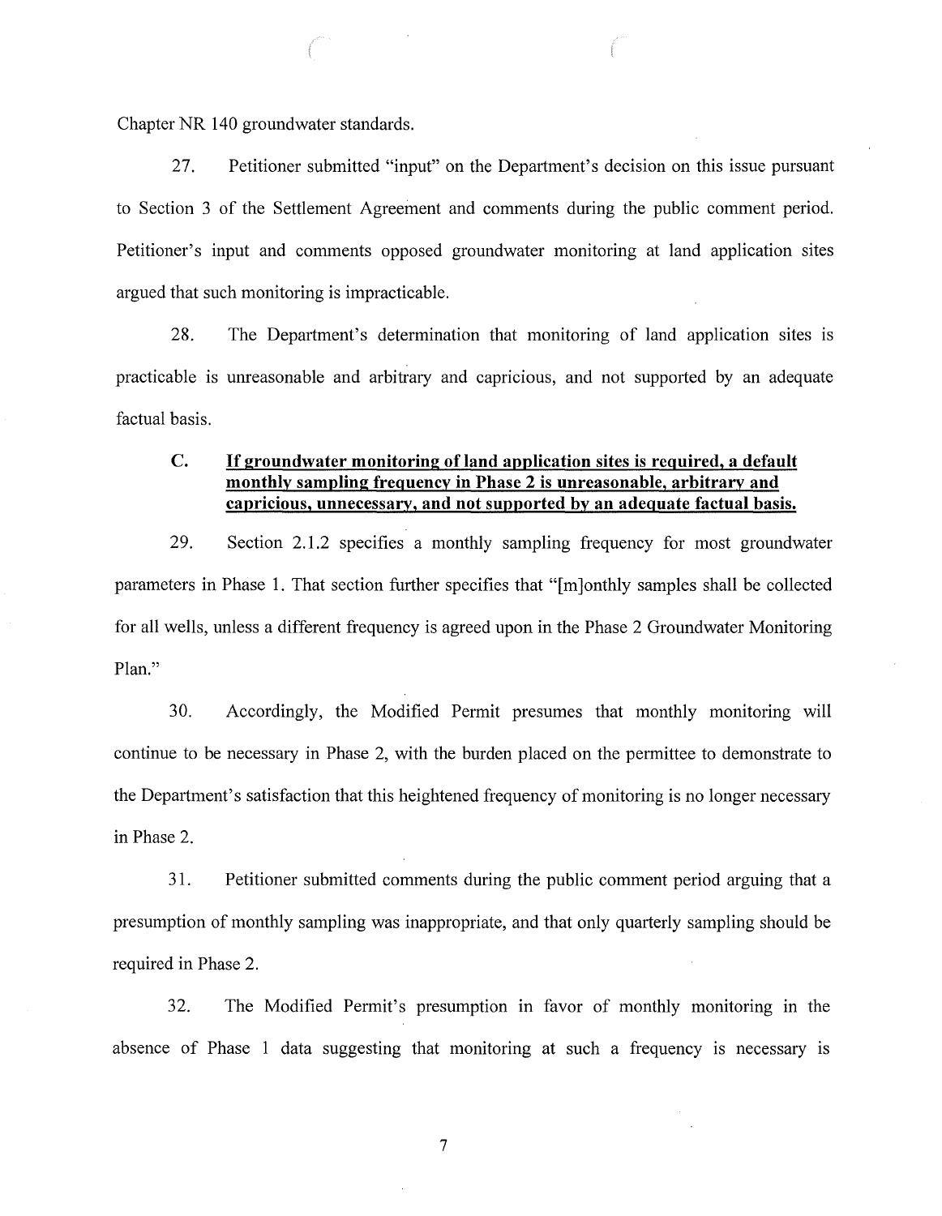Chapter NR 140 groundwater standards.

27. Petitioner submitted "input" on the Department's decision on this issue pursuant to Section 3 of the Settlement Agreement and comments during the public comment period. Petitioner's input and comments opposed groundwater monitoring at land application sites argued that such monitoring is impracticable.

28. The Department's determination that monitoring of land application sites is practicable is unreasonable and arbitrary and capricious, and not supported by an adequate factual basis.

### C. **If groundwater monitoring of land application sites is required, a default monthly sampling frequency in Phase 2 is unreasonable, arbitrary and capricious, unnecessary, and not supported by an adequate factual basis.**

29. Section 2.1.2 specifies a monthly sampling frequency for most groundwater parameters in Phase 1. That section further specifies that "[m]onthly samples shall be collected for all wells, unless a different frequency is agreed upon in the Phase 2 Groundwater Monitoring Plan."

30. Accordingly, the Modified Permit presumes that monthly monitoring will continue to be necessary in Phase 2, with the burden placed on the permittee to demonstrate to the Department's satisfaction that this heightened frequency of monitoring is no longer necessary in Phase 2.

31. Petitioner submitted comments during the public comment period arguing that a presumption of monthly sampling was inappropriate, and that only quarterly sampling should be required in Phase 2.

32. The Modified Permit's presumption in favor of monthly monitoring in the absence of Phase 1 data suggesting that monitoring at such a frequency is necessary is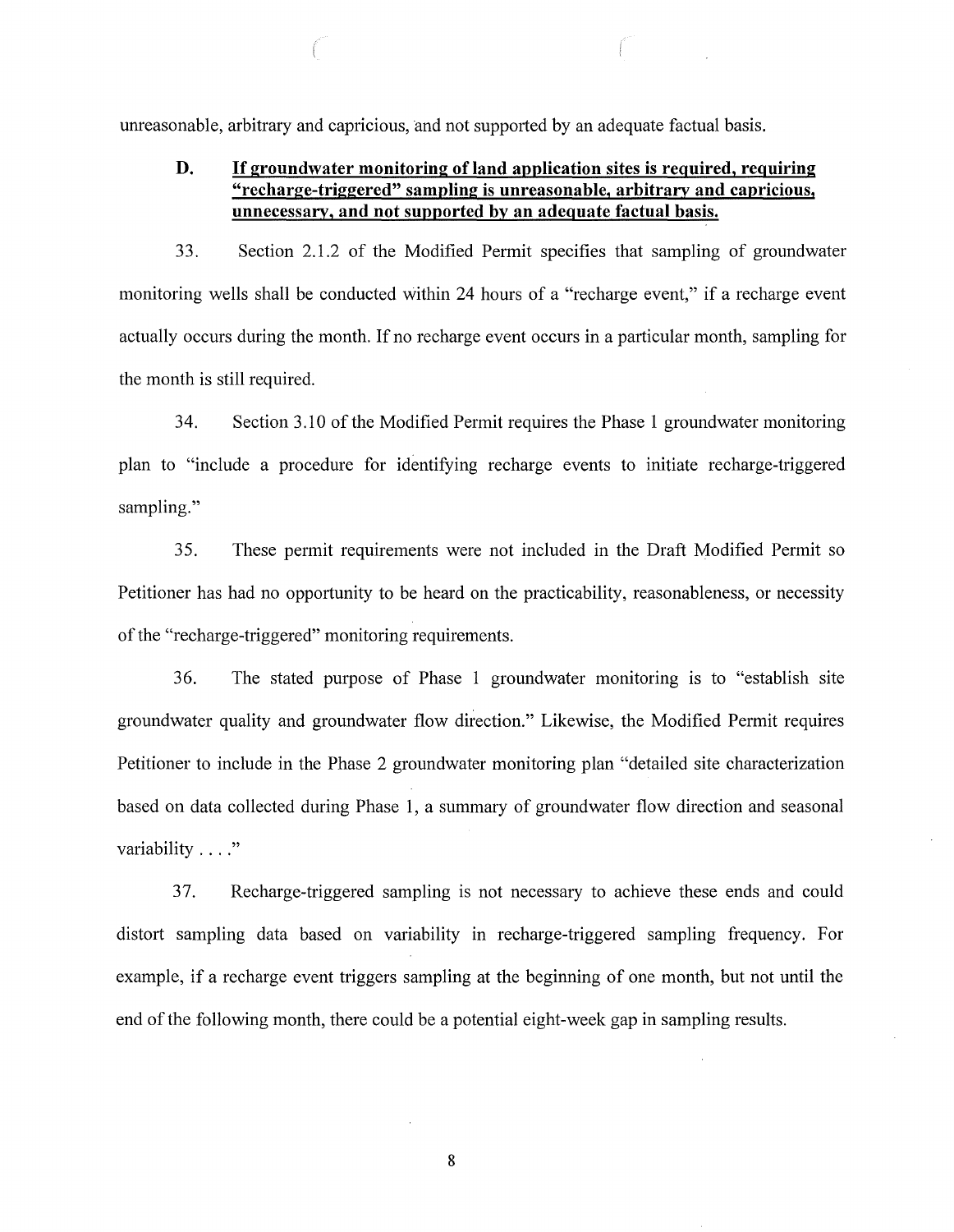unreasonable, arbitrary and capricious, and not supported by an adequate factual basis.

### D. If groundwater monitoring of land application sites is required, requiring "recharge-triggered" sampling is unreasonable, arbitrary and capricious, unnecessary, and not supported by an adequate factual basis.

33. Section 2.1.2 of the Modified Permit specifies that sampling of groundwater monitoring wells shall be conducted within 24 hours of a "recharge event," if a recharge event actually occurs during the month. If no recharge event occurs in a particular month, sampling for the month is still required.

34. Section 3.10 of the Modified Permit requires the Phase 1 groundwater monitoring plan to "include a procedure for identifying recharge events to initiate recharge-triggered sampling."

35. These permit requirements were not included in the Draft Modified Permit so Petitioner has had no opportunity to be heard on the practicability, reasonableness, or necessity of the "recharge-triggered" monitoring requirements.

36. The stated purpose of Phase 1 groundwater monitoring is to "establish site groundwater quality and groundwater flow direction." Likewise, the Modified Permit requires Petitioner to include in the Phase 2 groundwater monitoring plan "detailed site characterization based on data collected during Phase 1, a summary of groundwater flow direction and seasonal variability . . . ."

37. Recharge-triggered sampling is not necessary to achieve these ends and could distort sampling data based on variability in recharge-triggered sampling frequency. For example, if a recharge event triggers sampling at the beginning of one month, but not until the end of the following month, there could be a potential eight-week gap in sampling results.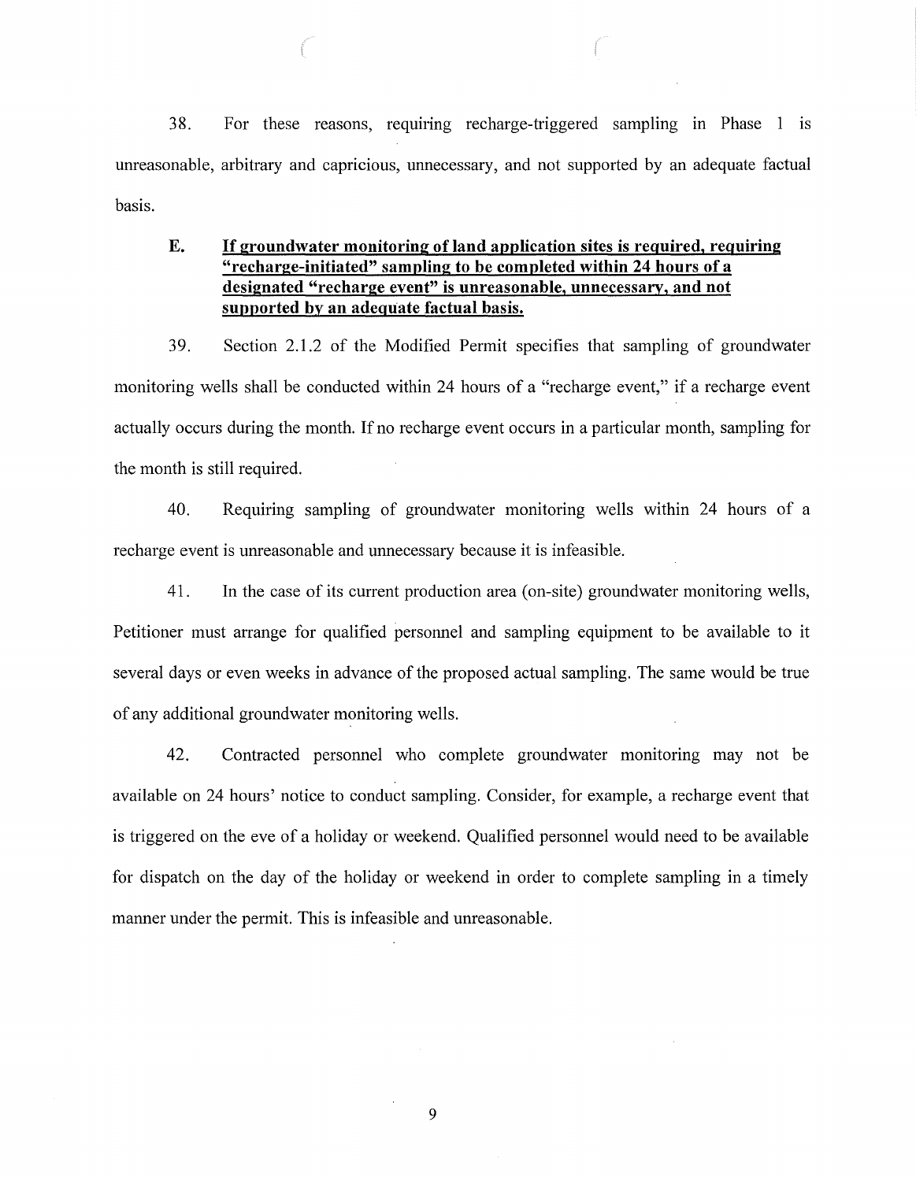38. For these reasons, requiring recharge-triggered sampling in Phase 1 is unreasonable, arbitrary and capricious, unnecessary, and not supported by an adequate factual basis.

### E. If groundwater monitoring of land application sites is required, requiring "recharge-initiated" sampling to be completed within 24 hours of a designated "recharge event" is unreasonable, unnecessary, and not supported by an adequate factual basis.

39. Section 2.1.2 of the Modified Permit specifies that sampling of groundwater monitoring wells shall be conducted within 24 hours of a "recharge event," if a recharge event actually occurs during the month. If no recharge event occurs in a particular month, sampling for the month is still required.

40. Requiring sampling of groundwater monitoring wells within 24 hours of a recharge event is unreasonable and unnecessary because it is infeasible.

41. In the case of its current production area (on-site) groundwater monitoring wells, Petitioner must arrange for qualified personnel and sampling equipment to be available to it several days or even weeks in advance of the proposed actual sampling. The same would be true of any additional groundwater monitoring wells.

42. Contracted personnel who complete groundwater monitoring may not be available on 24 hours' notice to conduct sampling. Consider, for example, a recharge event that is triggered on the eve of a holiday or weekend. Qualified personnel would need to be available for dispatch on the day of the holiday or weekend in order to complete sampling in a timely manner under the permit. This is infeasible and unreasonable.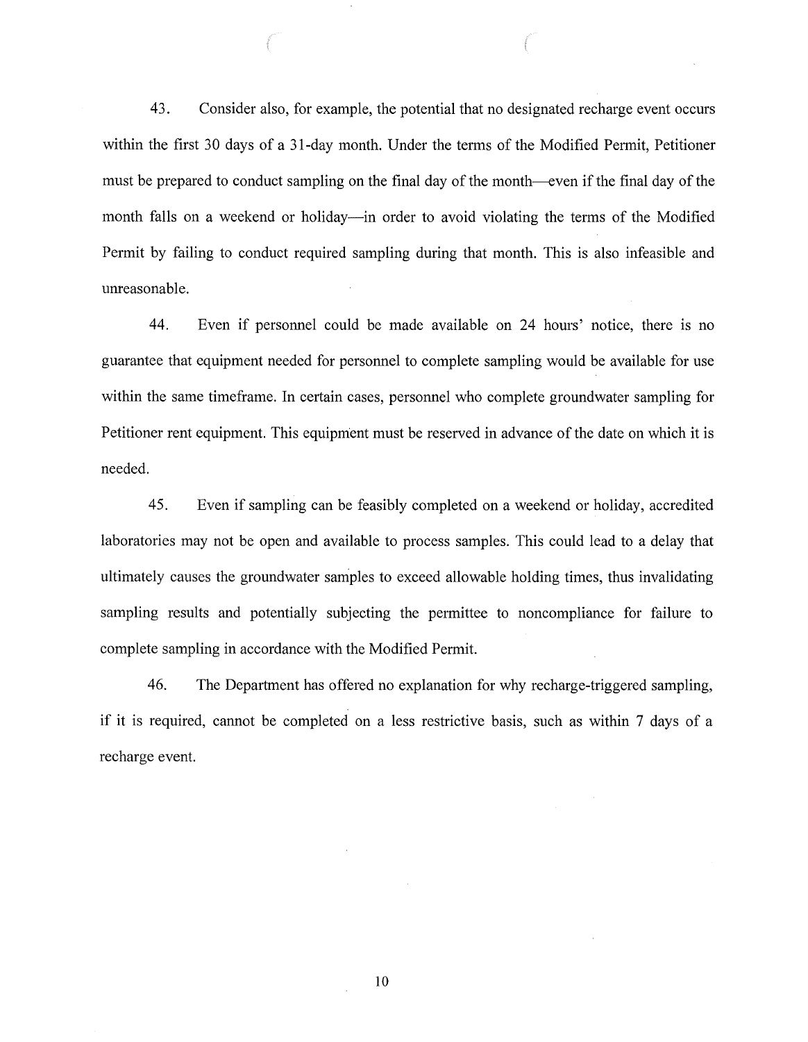43. Consider also, for example, the potential that no designated recharge event occurs within the first 30 days of a 31-day month. Under the terms of the Modified Permit, Petitioner must be prepared to conduct sampling on the final day of the month—even if the final day of the month falls on a weekend or holiday—in order to avoid violating the terms of the Modified Permit by failing to conduct required sampling during that month. This is also infeasible and unreasonable.

44. Even if personnel could be made available on 24 hours' notice, there is no guarantee that equipment needed for personnel to complete sampling would be available for use within the same timeframe. In certain cases, personnel who complete groundwater sampling for Petitioner rent equipment. This equipment must be reserved in advance of the date on which it is needed.

45. Even if sampling can be feasibly completed on a weekend or holiday, accredited laboratories may not be open and available to process samples. This could lead to a delay that ultimately causes the groundwater samples to exceed allowable holding times, thus invalidating sampling results and potentially subjecting the permittee to noncompliance for failure to complete sampling in accordance with the Modified Permit.

46. The Department has offered no explanation for why recharge-triggered sampling, if it is required, cannot be completed on a less restrictive basis, such as within 7 days of a recharge event.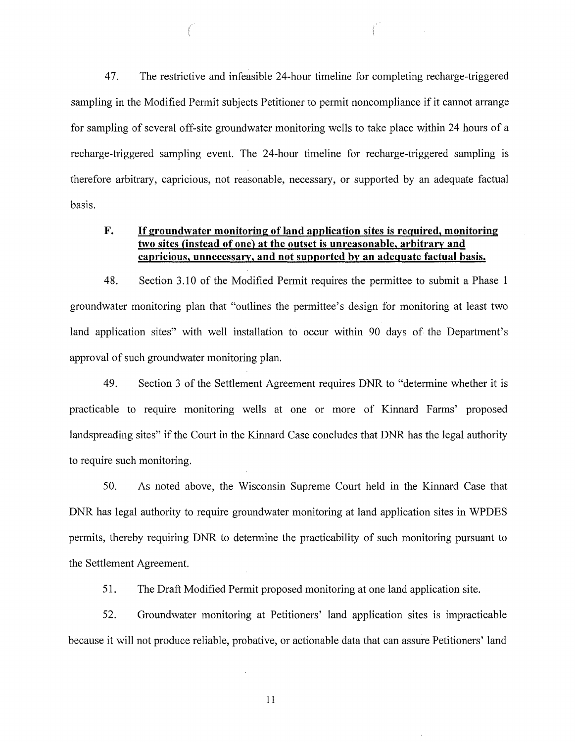47. The restrictive and infeasible 24-hour timeline for completing recharge-triggered sampling in the Modified Permit subjects Petitioner to permit noncompliance if it cannot arrange for sampling of several off-site groundwater monitoring wells to take place within 24 hours of a recharge-triggered sampling event. The 24-hour timeline for recharge-triggered sampling is therefore arbitrary, capricious, not reasonable, necessary, or supported by an adequate factual basis.

**F. If groundwater monitoring of land application sites is required, monitoring two sites (instead of one) at the outset is unreasonable, arbitrary and capricious, unnecessary, and not supported by an adequate factual basis.**

48. Section 3.10 of the Modified Permit requires the permittee to submit a Phase 1 groundwater monitoring plan that "outlines the permittee's design for monitoring at least two land application sites" with well installation to occur within 90 days of the Department's approval of such groundwater monitoring plan.

49. Section 3 of the Settlement Agreement requires DNR to "determine whether it is practicable to require monitoring wells at one or more of Kinnard Farms' proposed landspreading sites" if the Court in the Kinnard Case concludes that DNR has the legal authority to require such monitoring.

50. As noted above, the Wisconsin Supreme Court held in the Kinnard Case that DNR has legal authority to require groundwater monitoring at land application sites in WPDES permits, thereby requiring DNR to determine the practicability of such monitoring pursuant to the Settlement Agreement.

51. The Draft Modified Permit proposed monitoring at one land application site.

52. Groundwater monitoring at Petitioners' land application sites is impracticable because it will not produce reliable, probative, or actionable data that can assure Petitioners' land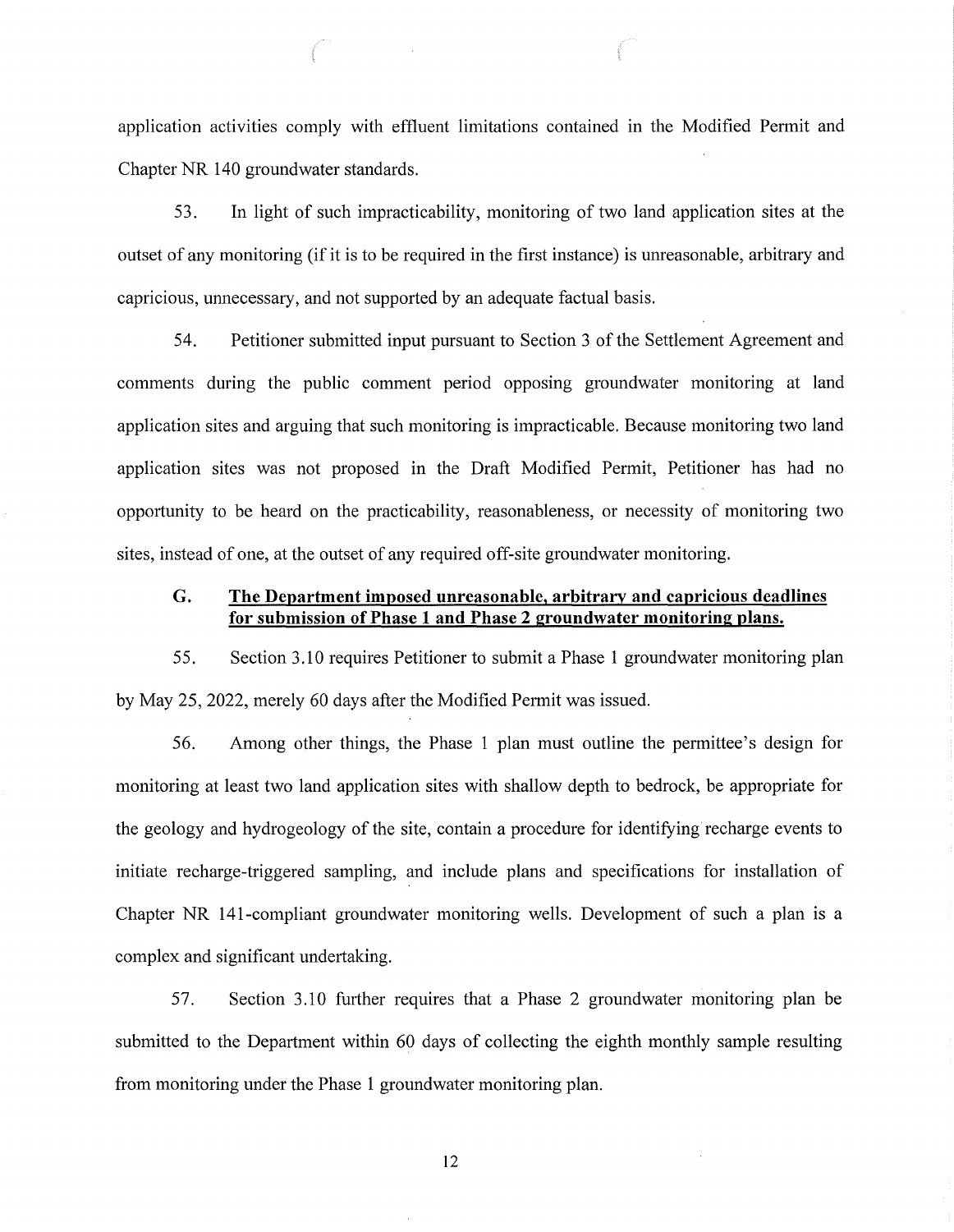application activities comply with effluent limitations contained in the Modified Permit and Chapter NR 140 groundwater standards.

53. In light of such impracticability, monitoring of two land application sites at the outset of any monitoring (if it is to be required in the first instance) is unreasonable, arbitrary and capricious, unnecessary, and not supported by an adequate factual basis.

54. Petitioner submitted input pursuant to Section 3 of the Settlement Agreement and comments during the public comment period opposing groundwater monitoring at land application sites and arguing that such monitoring is impracticable. Because monitoring two land application sites was not proposed in the Draft Modified Permit, Petitioner has had no opportunity to be heard on the practicability, reasonableness, or necessity of monitoring two sites, instead of one, at the outset of any required off-site groundwater monitoring.

### G. **The Department imposed unreasonable, arbitrary and capricious deadlines for submission of Phase 1 and Phase 2 groundwater monitoring plans.**

55. Section 3.10 requires Petitioner to submit a Phase 1 groundwater monitoring plan by May 25, 2022, merely 60 days after the Modified Permit was issued.

56. Among other things, the Phase 1 plan must outline the permittee's design for monitoring at least two land application sites with shallow depth to bedrock, be appropriate for the geology and hydrogeology of the site, contain a procedure for identifying recharge events to initiate recharge-triggered sampling, and include plans and specifications for installation of Chapter NR 141-compliant groundwater monitoring wells. Development of such a plan is a complex and significant undertaking.

57. Section 3.10 further requires that a Phase 2 groundwater monitoring plan be submitted to the Department within 60 days of collecting the eighth monthly sample resulting from monitoring under the Phase 1 groundwater monitoring plan.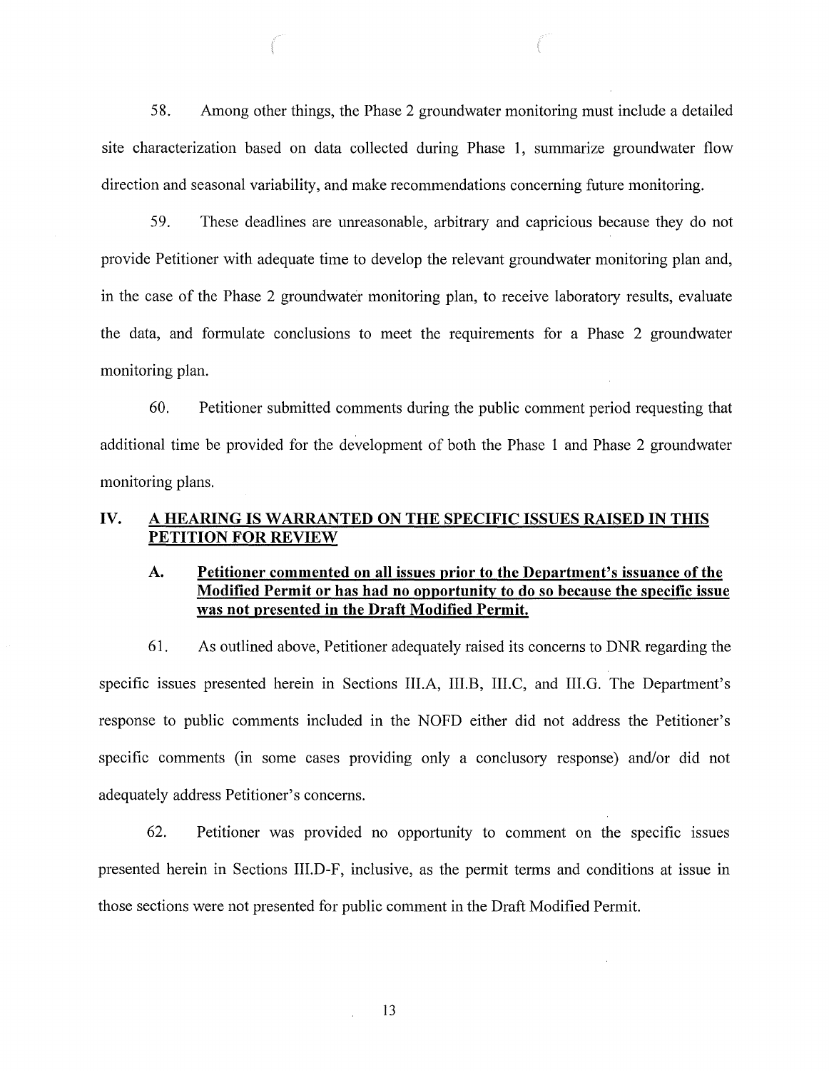58. Among other things, the Phase 2 groundwater monitoring must include a detailed site characterization based on data collected during Phase 1, summarize groundwater flow direction and seasonal variability, and make recommendations concerning future monitoring.

59. These deadlines are unreasonable, arbitrary and capricious because they do not provide Petitioner with adequate time to develop the relevant groundwater monitoring plan and, in the case of the Phase 2 groundwater monitoring plan, to receive laboratory results, evaluate the data, and formulate conclusions to meet the requirements for a Phase 2 groundwater monitoring plan.

60. Petitioner submitted comments during the public comment period requesting that additional time be provided for the development of both the Phase 1 and Phase 2 groundwater monitoring plans.

## IV. A HEARING IS WARRANTED ON THE SPECIFIC ISSUES RAISED IN THIS PETITION FOR REVIEW

### A. Petitioner commented on all issues prior to the Department's issuance of the Modified Permit or has had no opportunity to do so because the specific issue was not presented in the Draft Modified Permit.

61. As outlined above, Petitioner adequately raised its concerns to DNR regarding the specific issues presented herein in Sections III.A, III.B, III.C, and III.G. The Department's response to public comments included in the NOFD either did not address the Petitioner's specific comments (in some cases providing only a conclusory response) and/or did not adequately address Petitioner's concerns.

62. Petitioner was provided no opportunity to comment on the specific issues presented herein in Sections III.D-F, inclusive, as the permit terms and conditions at issue in those sections were not presented for public comment in the Draft Modified Permit.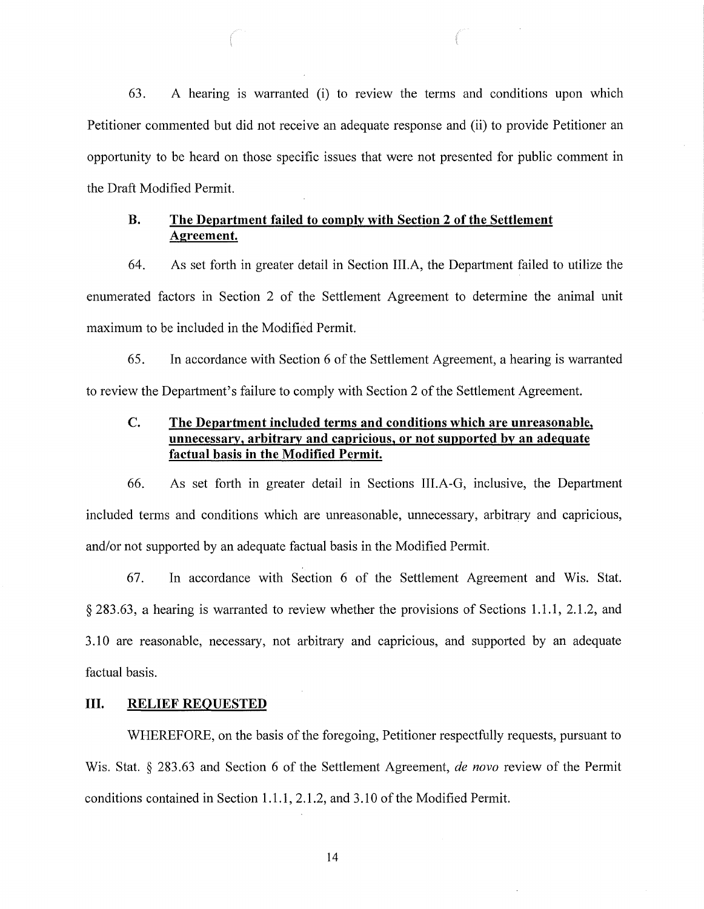63. A hearing is warranted (i) to review the terms and conditions upon which Petitioner commented but did not receive an adequate response and (ii) to provide Petitioner an opportunity to be heard on those specific issues that were not presented for public comment in the Draft Modified Permit.

### B. The Department failed to comply with Section 2 of the Settlement Agreement.

64. As set forth in greater detail in Section III.A, the Department failed to utilize the enumerated factors in Section 2 of the Settlement Agreement to determine the animal unit maximum to be included in the Modified Permit.

65. In accordance with Section 6 of the Settlement Agreement, a hearing is warranted to review the Department's failure to comply with Section 2 of the Settlement Agreement.

### C. The Department included terms and conditions which are unreasonable, unnecessary, arbitrary and capricious, or not supported by an adequate factual basis in the Modified Permit.

66. As set forth in greater detail in Sections III.A-G, inclusive, the Department included terms and conditions which are unreasonable, unnecessary, arbitrary and capricious, and/or not supported by an adequate factual basis in the Modified Permit.

67. In accordance with Section 6 of the Settlement Agreement and Wis. Stat. § 283.63, a hearing is warranted to review whether the provisions of Sections 1.1.1, 2.1.2, and 3.10 are reasonable, necessary, not arbitrary and capricious, and supported by an adequate factual basis.

## III. RELIEF REQUESTED

WHEREFORE, on the basis of the foregoing, Petitioner respectfully requests, pursuant to Wis. Stat. § 283.63 and Section 6 of the Settlement Agreement, *de novo* review of the Permit conditions contained in Section 1.1.1, 2.1.2, and 3.10 of the Modified Permit.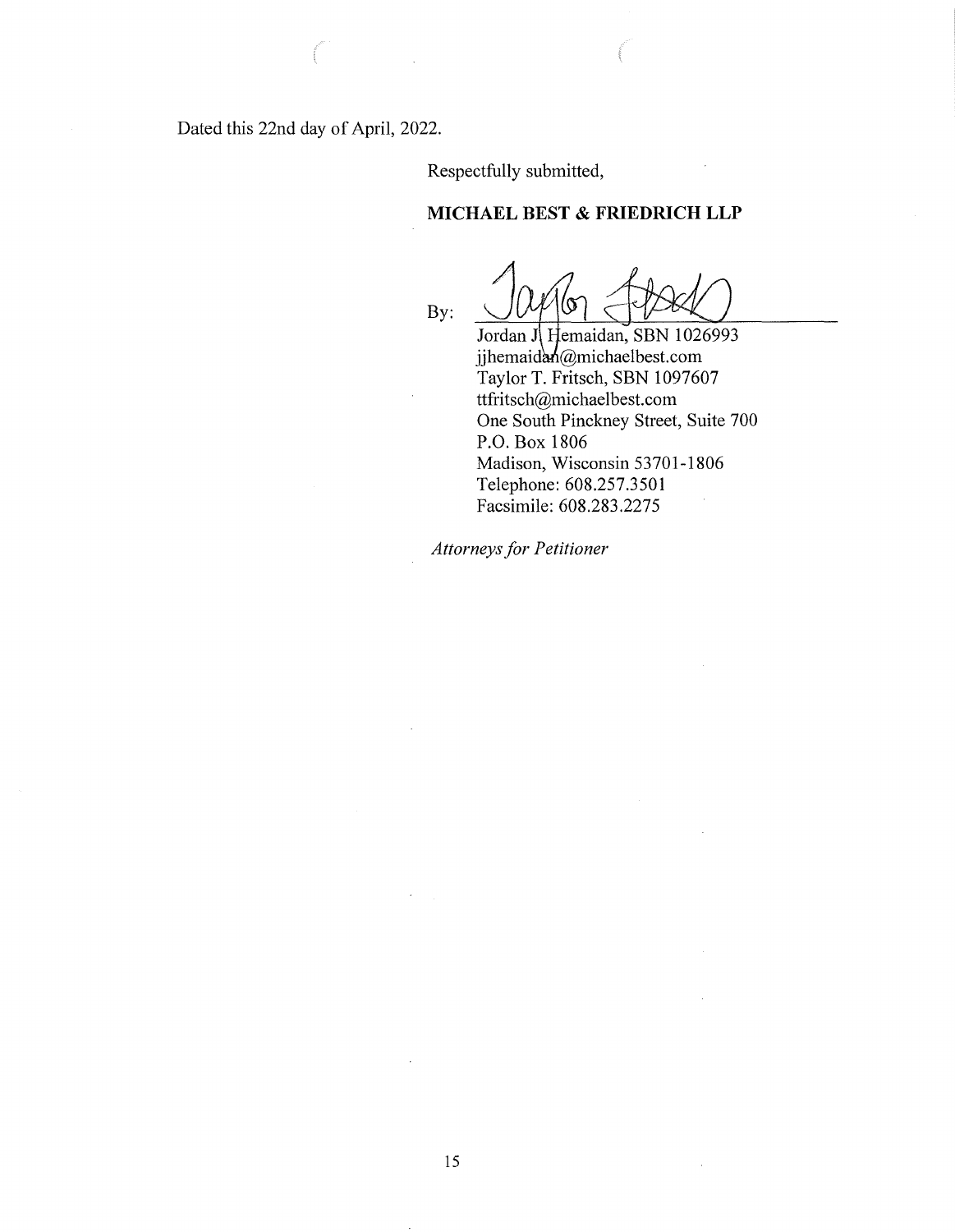Dated this 22nd day of April, 2022.

Respectfully submitted,

**MICHAEL BEST & FRIEDRICH LLP**

By: ______________________________

Jordan J. Hemaidan, SBN 1026993
jjhemaidan@michaelbest.com
Taylor T. Fritsch, SBN 1097607
ttfritsch@michaelbest.com
One South Pinckney Street, Suite 700
P.O. Box 1806
Madison, Wisconsin 53701-1806
Telephone: 608.257.3501
Facsimile: 608.283.2275

*Attorneys for Petitioner*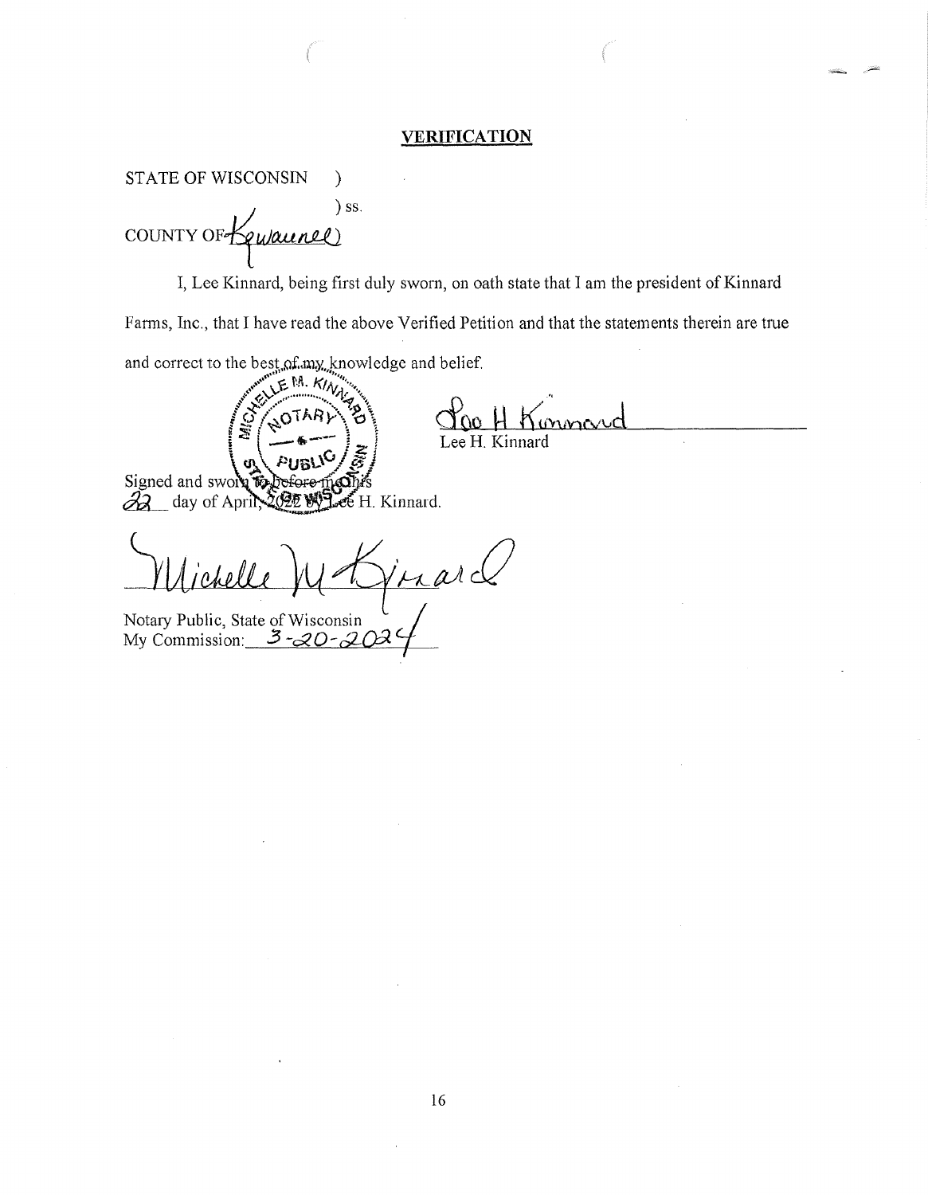## VERIFICATION

STATE OF WISCONSIN )
) ss.
COUNTY OF Kewaunee )

I, Lee Kinnard, being first duly sworn, on oath state that I am the president of Kinnard Farms, Inc., that I have read the above Verified Petition and that the statements therein are true and correct to the best of my knowledge and belief.

Lee H. Kinnard
Lee H. Kinnard

MICHELLE M. KINNARD NOTARY PUBLIC STATE OF WISCONSIN

Signed and sworn to before me this 22 day of April, 2022 by Lee H. Kinnard.

Michelle M Kinnard
Notary Public, State of Wisconsin
My Commission: 3-20-2024